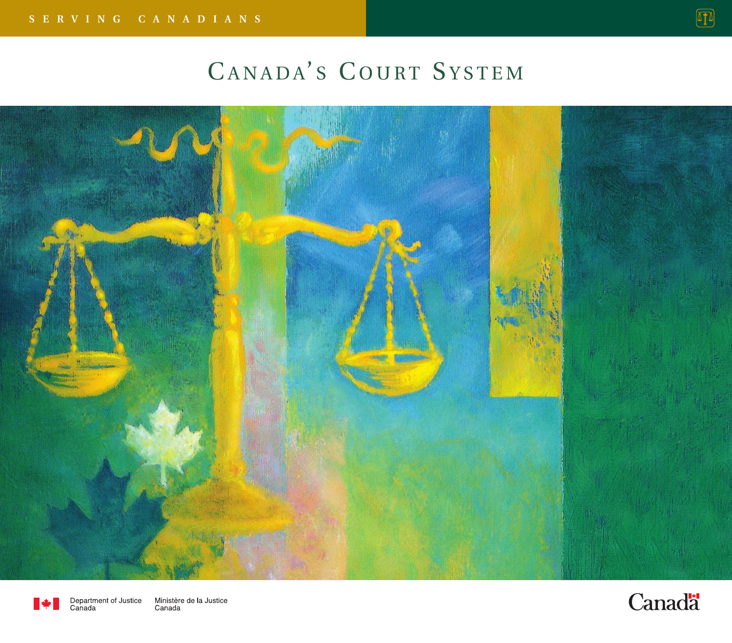SERVING CANADIANS

# Canada's Court System

Department of Justice Canada

Ministère de la Justice Canada

Canada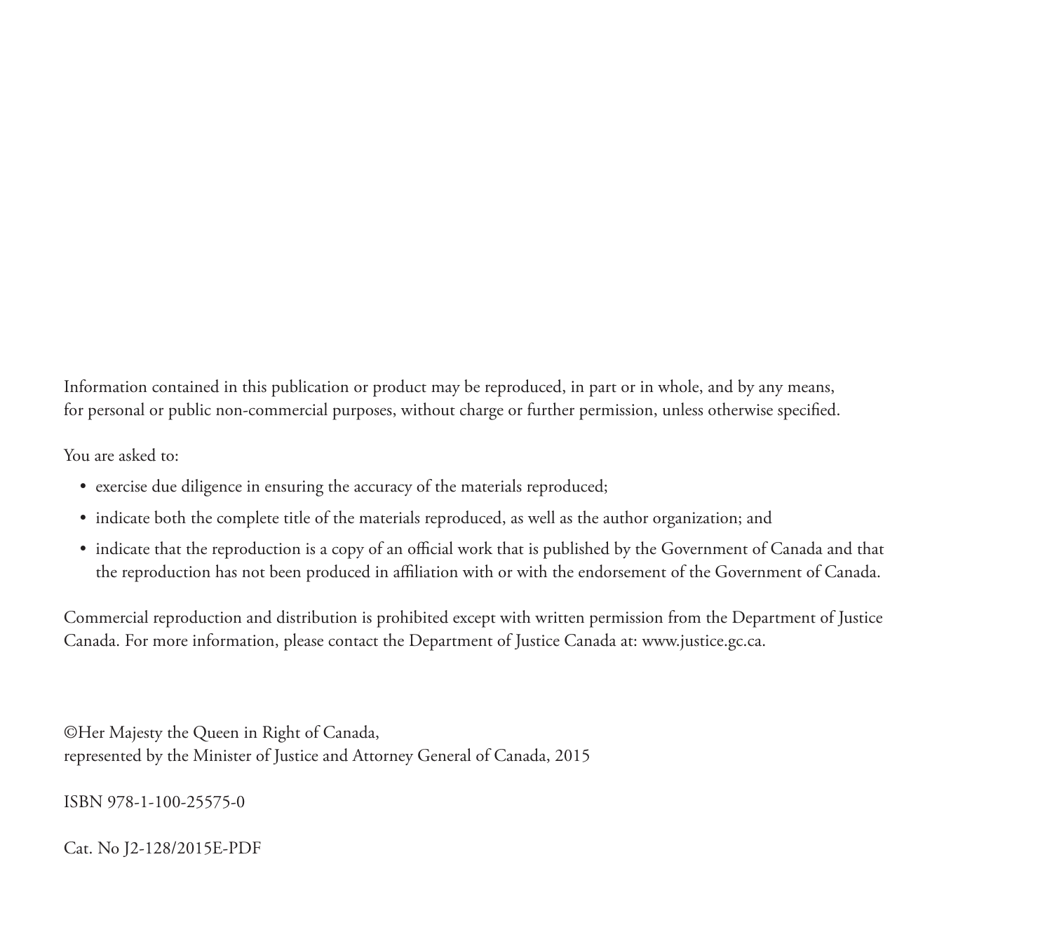Information contained in this publication or product may be reproduced, in part or in whole, and by any means, for personal or public non-commercial purposes, without charge or further permission, unless otherwise specified.

You are asked to:

- exercise due diligence in ensuring the accuracy of the materials reproduced;
- indicate both the complete title of the materials reproduced, as well as the author organization; and
- indicate that the reproduction is a copy of an official work that is published by the Government of Canada and that the reproduction has not been produced in affiliation with or with the endorsement of the Government of Canada.

Commercial reproduction and distribution is prohibited except with written permission from the Department of Justice Canada. For more information, please contact the Department of Justice Canada at: www.justice.gc.ca.

©Her Majesty the Queen in Right of Canada,
represented by the Minister of Justice and Attorney General of Canada, 2015

ISBN 978-1-100-25575-0

Cat. No J2-128/2015E-PDF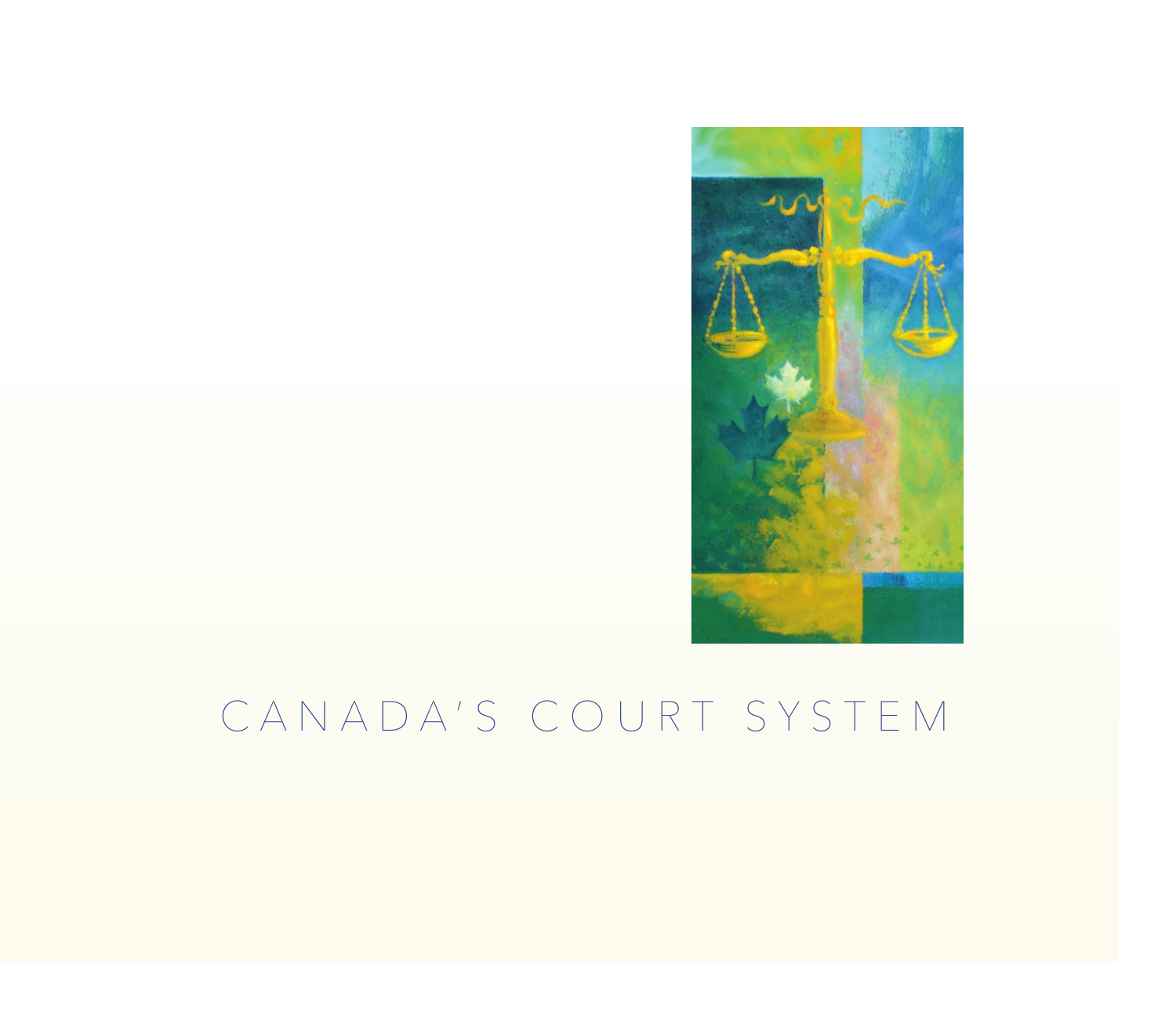# CANADA'S COURT SYSTEM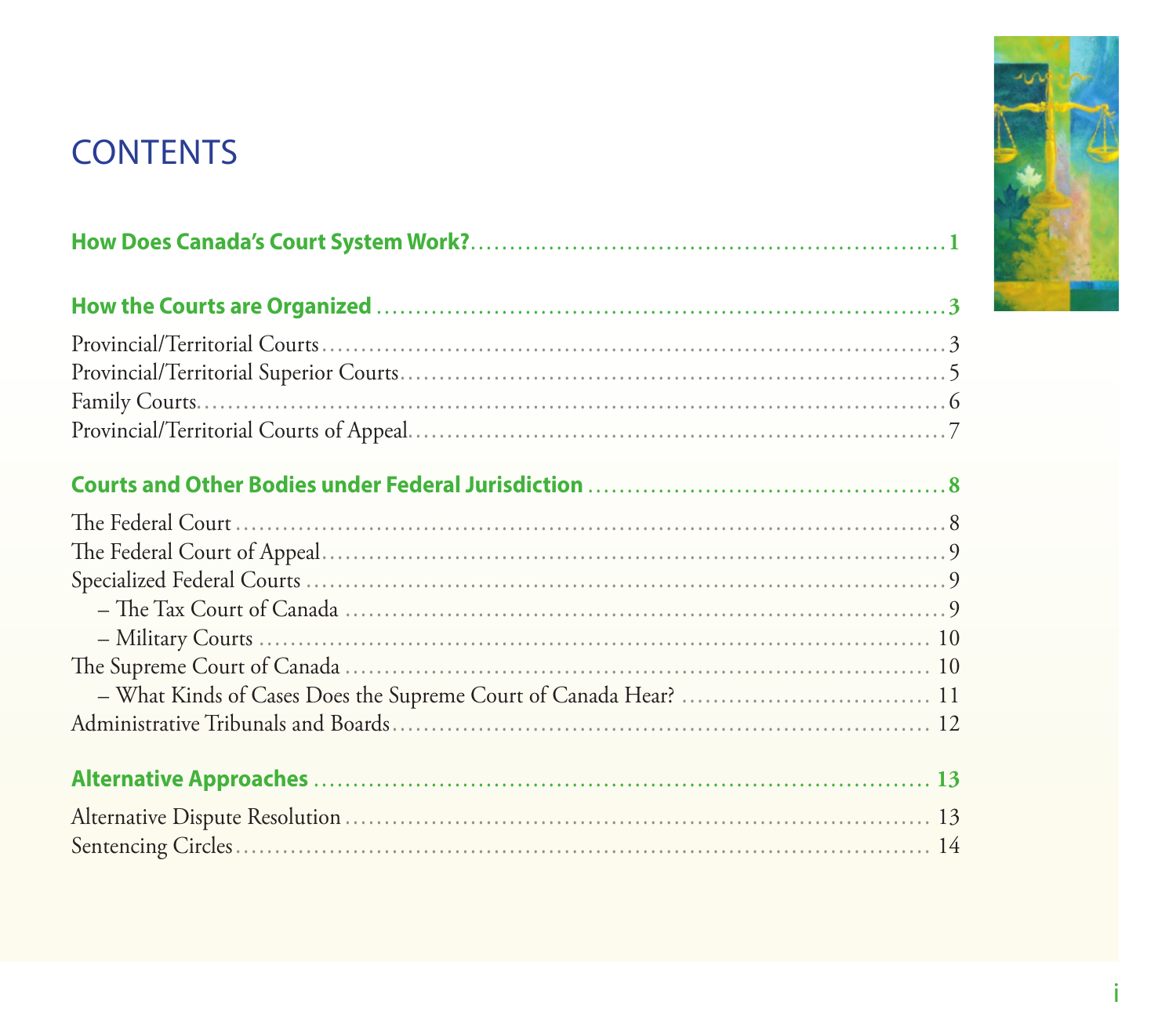# CONTENTS

**How Does Canada's Court System Work?** .......... 1

**How the Courts are Organized** .......... 3

Provincial/Territorial Courts .......... 3
Provincial/Territorial Superior Courts .......... 5
Family Courts .......... 6
Provincial/Territorial Courts of Appeal .......... 7

**Courts and Other Bodies under Federal Jurisdiction** .......... 8

The Federal Court .......... 8
The Federal Court of Appeal .......... 9
Specialized Federal Courts .......... 9
– The Tax Court of Canada .......... 9
– Military Courts .......... 10
The Supreme Court of Canada .......... 10
– What Kinds of Cases Does the Supreme Court of Canada Hear? .......... 11
Administrative Tribunals and Boards .......... 12

**Alternative Approaches** .......... 13

Alternative Dispute Resolution .......... 13
Sentencing Circles .......... 14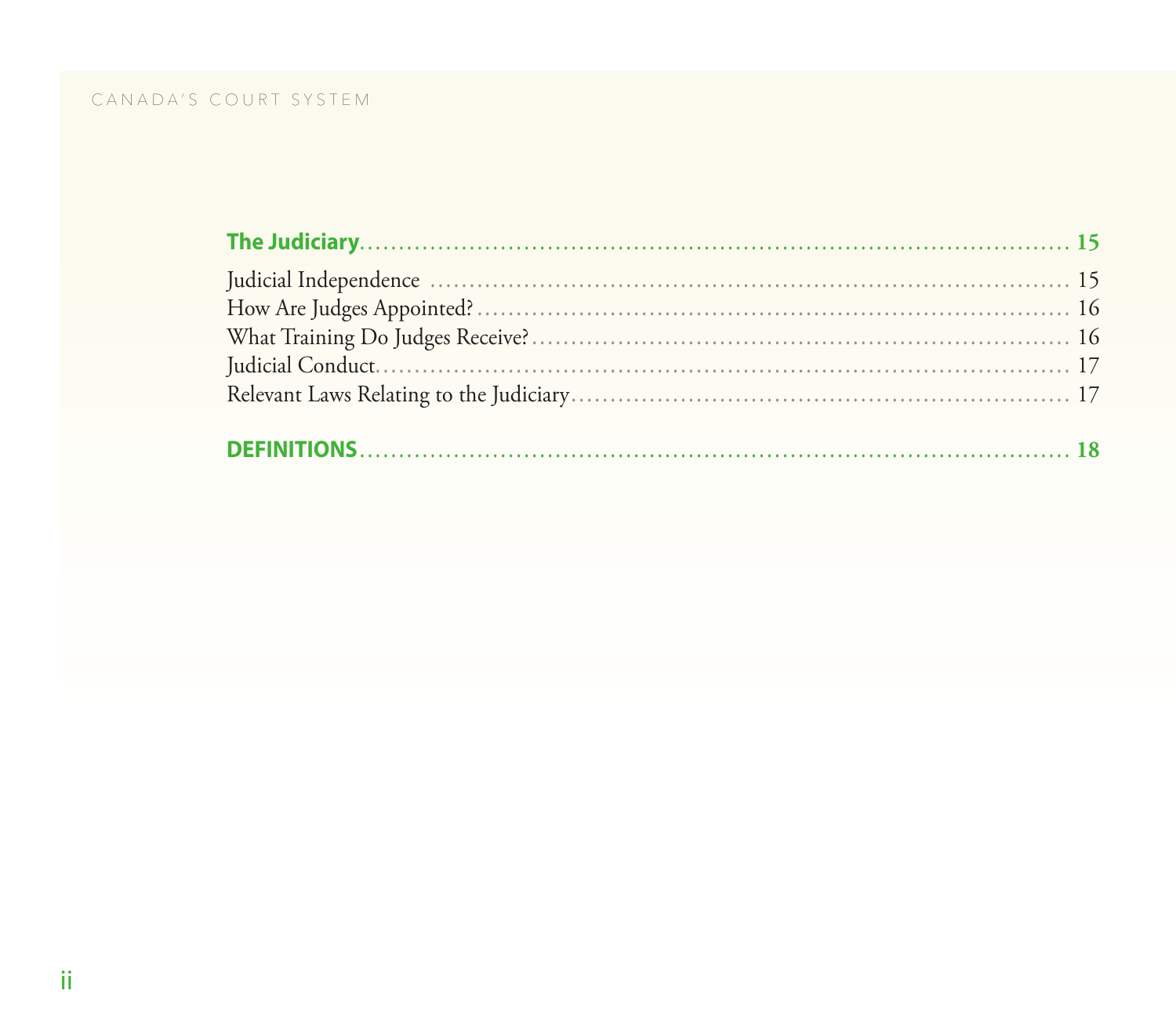**The Judiciary** .......... **15**

Judicial Independence .......... 15
How Are Judges Appointed? .......... 16
What Training Do Judges Receive? .......... 16
Judicial Conduct .......... 17
Relevant Laws Relating to the Judiciary .......... 17

**DEFINITIONS** .......... **18**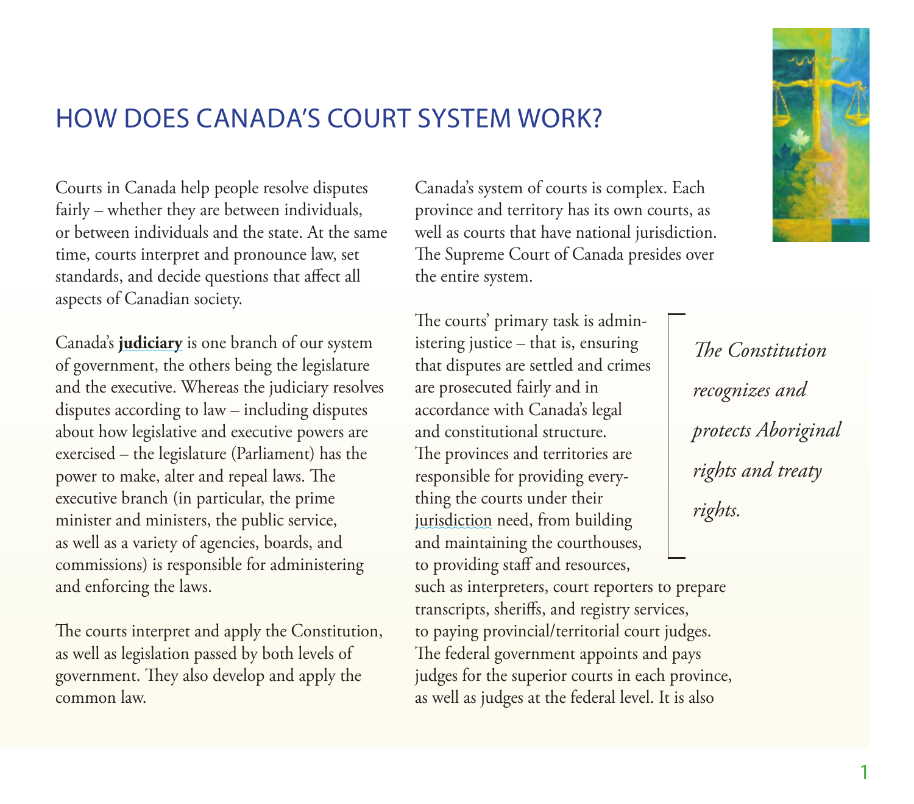# HOW DOES CANADA'S COURT SYSTEM WORK?

Courts in Canada help people resolve disputes fairly – whether they are between individuals, or between individuals and the state. At the same time, courts interpret and pronounce law, set standards, and decide questions that affect all aspects of Canadian society.

Canada's **judiciary** is one branch of our system of government, the others being the legislature and the executive. Whereas the judiciary resolves disputes according to law – including disputes about how legislative and executive powers are exercised – the legislature (Parliament) has the power to make, alter and repeal laws. The executive branch (in particular, the prime minister and ministers, the public service, as well as a variety of agencies, boards, and commissions) is responsible for administering and enforcing the laws.

The courts interpret and apply the Constitution, as well as legislation passed by both levels of government. They also develop and apply the common law.

Canada's system of courts is complex. Each province and territory has its own courts, as well as courts that have national jurisdiction. The Supreme Court of Canada presides over the entire system.

The courts' primary task is administering justice – that is, ensuring that disputes are settled and crimes are prosecuted fairly and in accordance with Canada's legal and constitutional structure. The provinces and territories are responsible for providing everything the courts under their jurisdiction need, from building and maintaining the courthouses, to providing staff and resources, such as interpreters, court reporters to prepare transcripts, sheriffs, and registry services, to paying provincial/territorial court judges. The federal government appoints and pays judges for the superior courts in each province, as well as judges at the federal level. It is also

*The Constitution recognizes and protects Aboriginal rights and treaty rights.*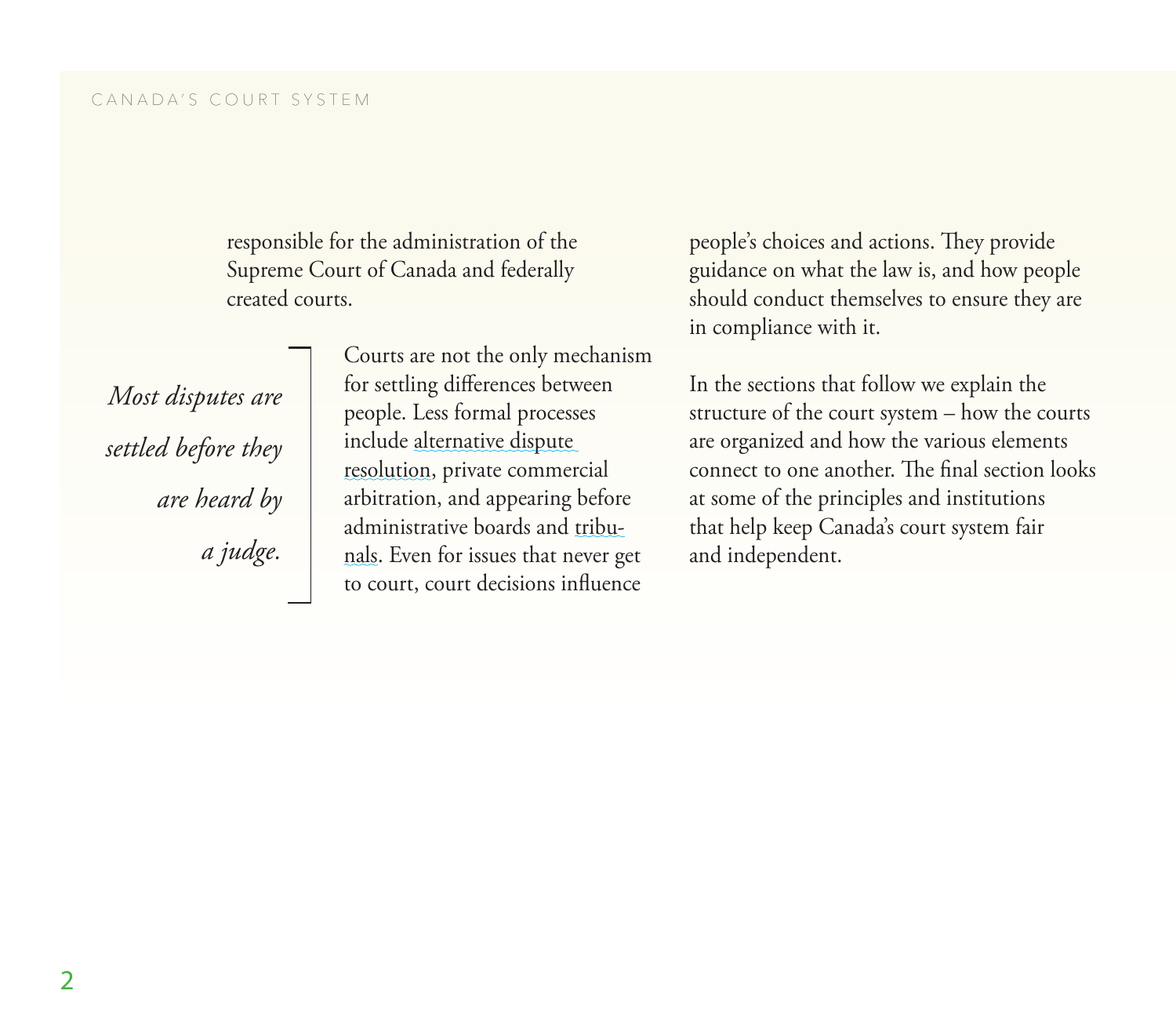responsible for the administration of the Supreme Court of Canada and federally created courts.

*Most disputes are settled before they are heard by a judge.*

Courts are not the only mechanism for settling differences between people. Less formal processes include alternative dispute resolution, private commercial arbitration, and appearing before administrative boards and tribunals. Even for issues that never get to court, court decisions influence people's choices and actions. They provide guidance on what the law is, and how people should conduct themselves to ensure they are in compliance with it.

In the sections that follow we explain the structure of the court system – how the courts are organized and how the various elements connect to one another. The final section looks at some of the principles and institutions that help keep Canada's court system fair and independent.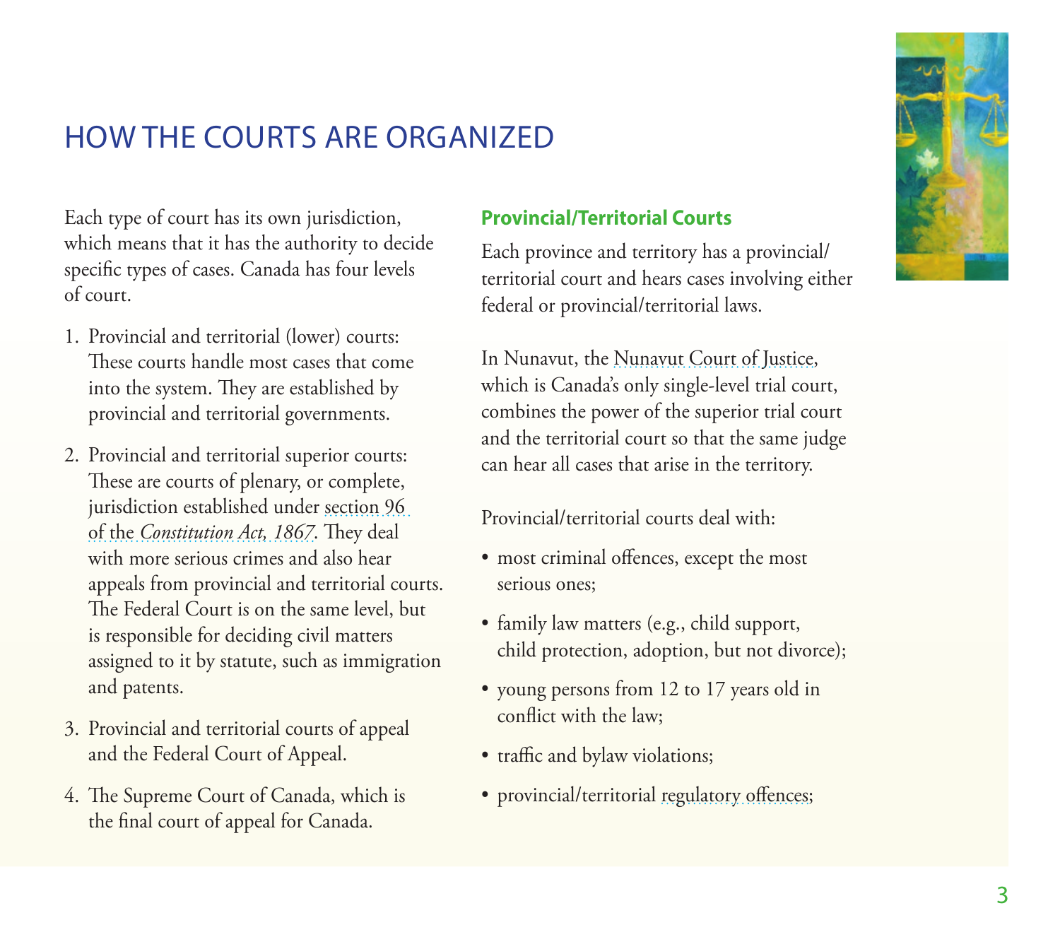# HOW THE COURTS ARE ORGANIZED

Each type of court has its own jurisdiction, which means that it has the authority to decide specific types of cases. Canada has four levels of court.

1. Provincial and territorial (lower) courts: These courts handle most cases that come into the system. They are established by provincial and territorial governments.
2. Provincial and territorial superior courts: These are courts of plenary, or complete, jurisdiction established under section 96 of the *Constitution Act, 1867*. They deal with more serious crimes and also hear appeals from provincial and territorial courts. The Federal Court is on the same level, but is responsible for deciding civil matters assigned to it by statute, such as immigration and patents.
3. Provincial and territorial courts of appeal and the Federal Court of Appeal.
4. The Supreme Court of Canada, which is the final court of appeal for Canada.

## Provincial/Territorial Courts

Each province and territory has a provincial/territorial court and hears cases involving either federal or provincial/territorial laws.

In Nunavut, the Nunavut Court of Justice, which is Canada's only single-level trial court, combines the power of the superior trial court and the territorial court so that the same judge can hear all cases that arise in the territory.

Provincial/territorial courts deal with:

- most criminal offences, except the most serious ones;
- family law matters (e.g., child support, child protection, adoption, but not divorce);
- young persons from 12 to 17 years old in conflict with the law;
- traffic and bylaw violations;
- provincial/territorial regulatory offences;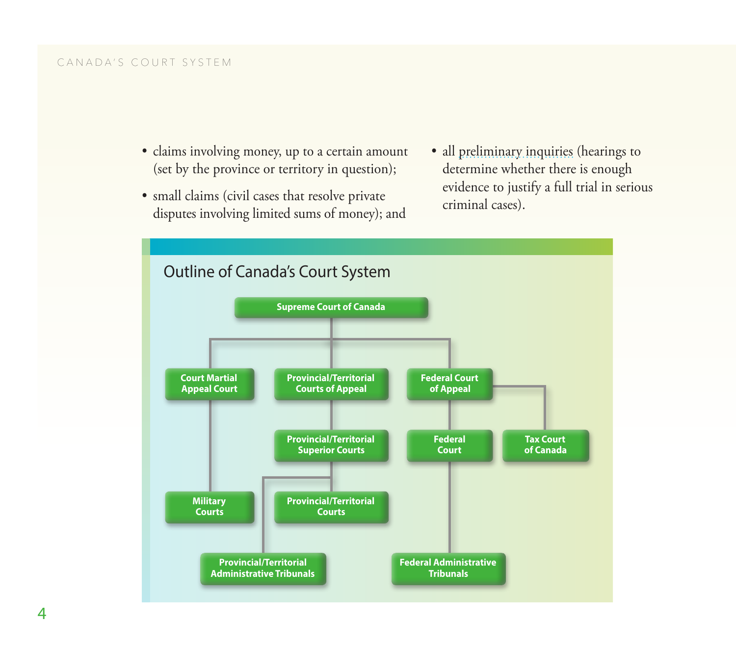- claims involving money, up to a certain amount (set by the province or territory in question);
- small claims (civil cases that resolve private disputes involving limited sums of money); and
- all preliminary inquiries (hearings to determine whether there is enough evidence to justify a full trial in serious criminal cases).

## Outline of Canada's Court System

Supreme Court of Canada

Court Martial Appeal Court

Provincial/Territorial Courts of Appeal

Federal Court of Appeal

Provincial/Territorial Superior Courts

Federal Court

Tax Court of Canada

Military Courts

Provincial/Territorial Courts

Provincial/Territorial Administrative Tribunals

Federal Administrative Tribunals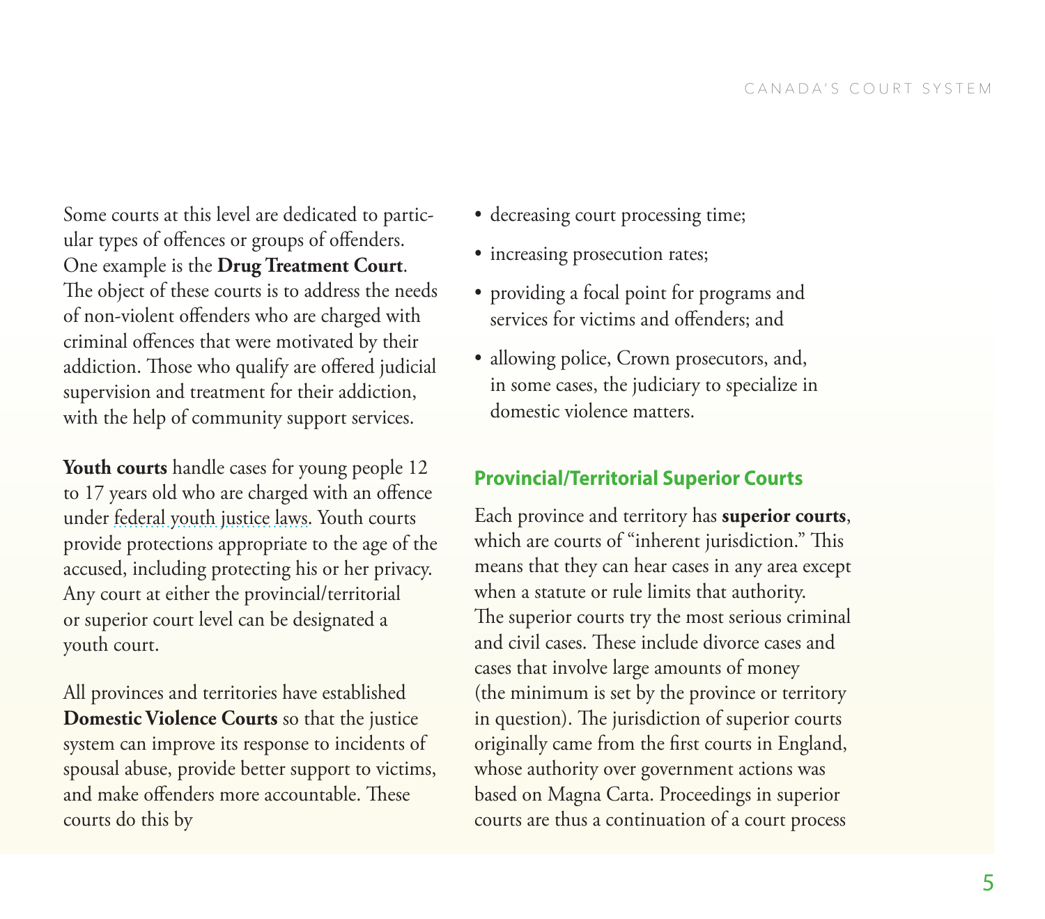Some courts at this level are dedicated to particular types of offences or groups of offenders. One example is the **Drug Treatment Court**. The object of these courts is to address the needs of non-violent offenders who are charged with criminal offences that were motivated by their addiction. Those who qualify are offered judicial supervision and treatment for their addiction, with the help of community support services.

**Youth courts** handle cases for young people 12 to 17 years old who are charged with an offence under federal youth justice laws. Youth courts provide protections appropriate to the age of the accused, including protecting his or her privacy. Any court at either the provincial/territorial or superior court level can be designated a youth court.

All provinces and territories have established **Domestic Violence Courts** so that the justice system can improve its response to incidents of spousal abuse, provide better support to victims, and make offenders more accountable. These courts do this by

- decreasing court processing time;
- increasing prosecution rates;
- providing a focal point for programs and services for victims and offenders; and
- allowing police, Crown prosecutors, and, in some cases, the judiciary to specialize in domestic violence matters.

## Provincial/Territorial Superior Courts

Each province and territory has **superior courts**, which are courts of "inherent jurisdiction." This means that they can hear cases in any area except when a statute or rule limits that authority. The superior courts try the most serious criminal and civil cases. These include divorce cases and cases that involve large amounts of money (the minimum is set by the province or territory in question). The jurisdiction of superior courts originally came from the first courts in England, whose authority over government actions was based on Magna Carta. Proceedings in superior courts are thus a continuation of a court process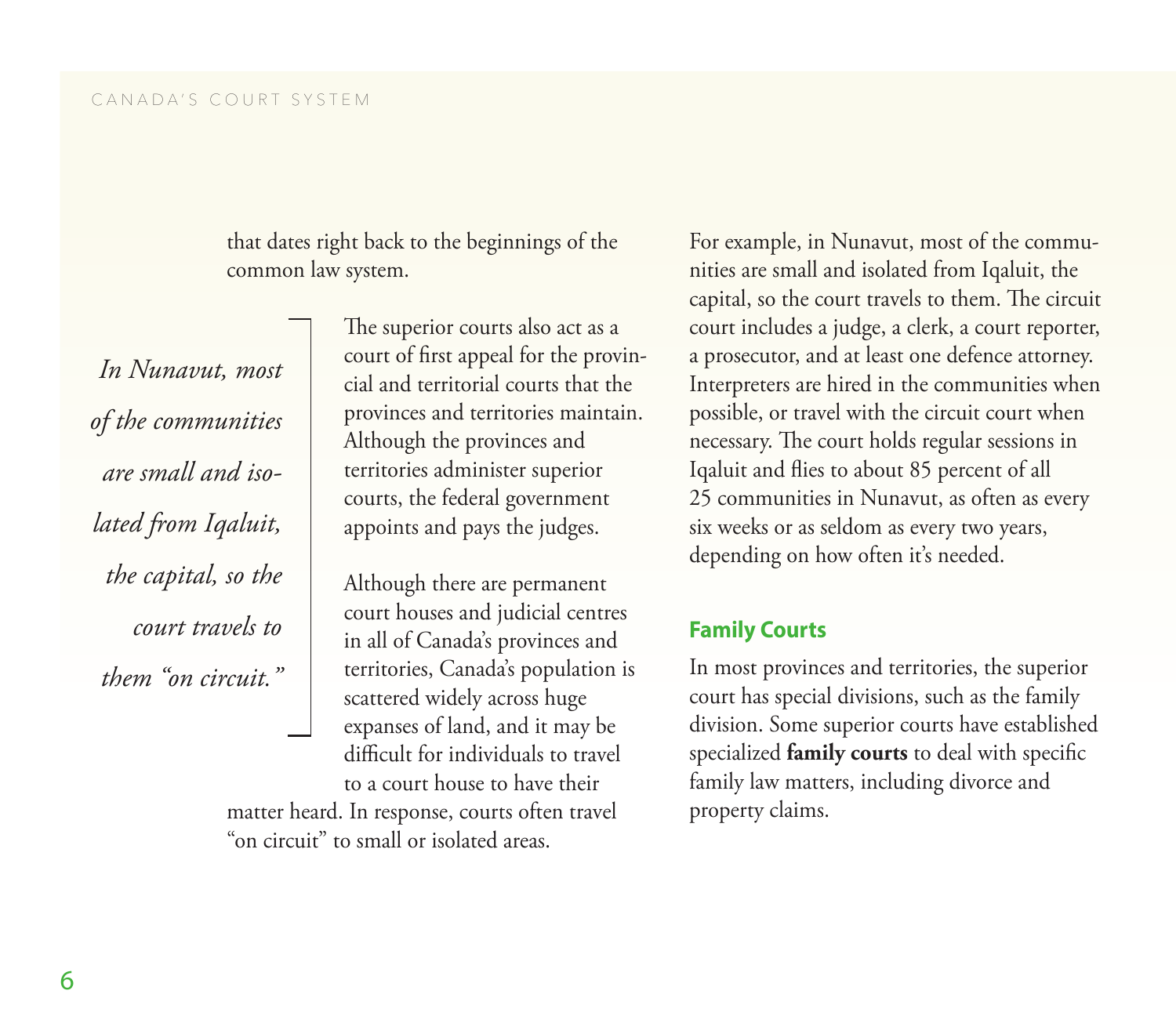that dates right back to the beginnings of the common law system.

*In Nunavut, most of the communities are small and isolated from Iqaluit, the capital, so the court travels to them "on circuit."*

The superior courts also act as a court of first appeal for the provincial and territorial courts that the provinces and territories maintain. Although the provinces and territories administer superior courts, the federal government appoints and pays the judges.

Although there are permanent court houses and judicial centres in all of Canada's provinces and territories, Canada's population is scattered widely across huge expanses of land, and it may be difficult for individuals to travel to a court house to have their matter heard. In response, courts often travel "on circuit" to small or isolated areas.

For example, in Nunavut, most of the communities are small and isolated from Iqaluit, the capital, so the court travels to them. The circuit court includes a judge, a clerk, a court reporter, a prosecutor, and at least one defence attorney. Interpreters are hired in the communities when possible, or travel with the circuit court when necessary. The court holds regular sessions in Iqaluit and flies to about 85 percent of all 25 communities in Nunavut, as often as every six weeks or as seldom as every two years, depending on how often it's needed.

### Family Courts

In most provinces and territories, the superior court has special divisions, such as the family division. Some superior courts have established specialized **family courts** to deal with specific family law matters, including divorce and property claims.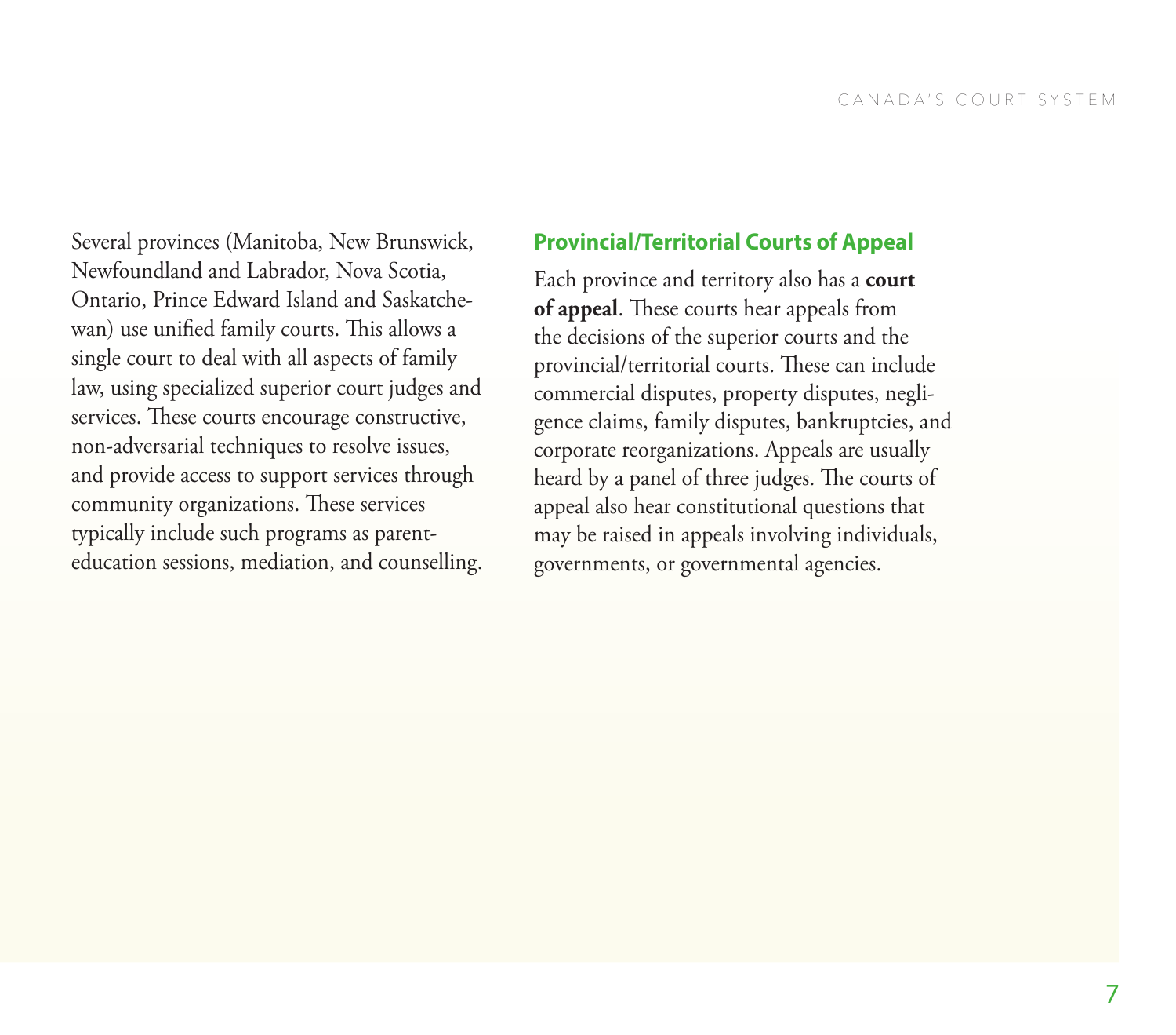Several provinces (Manitoba, New Brunswick, Newfoundland and Labrador, Nova Scotia, Ontario, Prince Edward Island and Saskatchewan) use unified family courts. This allows a single court to deal with all aspects of family law, using specialized superior court judges and services. These courts encourage constructive, non-adversarial techniques to resolve issues, and provide access to support services through community organizations. These services typically include such programs as parent-education sessions, mediation, and counselling.

## Provincial/Territorial Courts of Appeal

Each province and territory also has a **court of appeal**. These courts hear appeals from the decisions of the superior courts and the provincial/territorial courts. These can include commercial disputes, property disputes, negligence claims, family disputes, bankruptcies, and corporate reorganizations. Appeals are usually heard by a panel of three judges. The courts of appeal also hear constitutional questions that may be raised in appeals involving individuals, governments, or governmental agencies.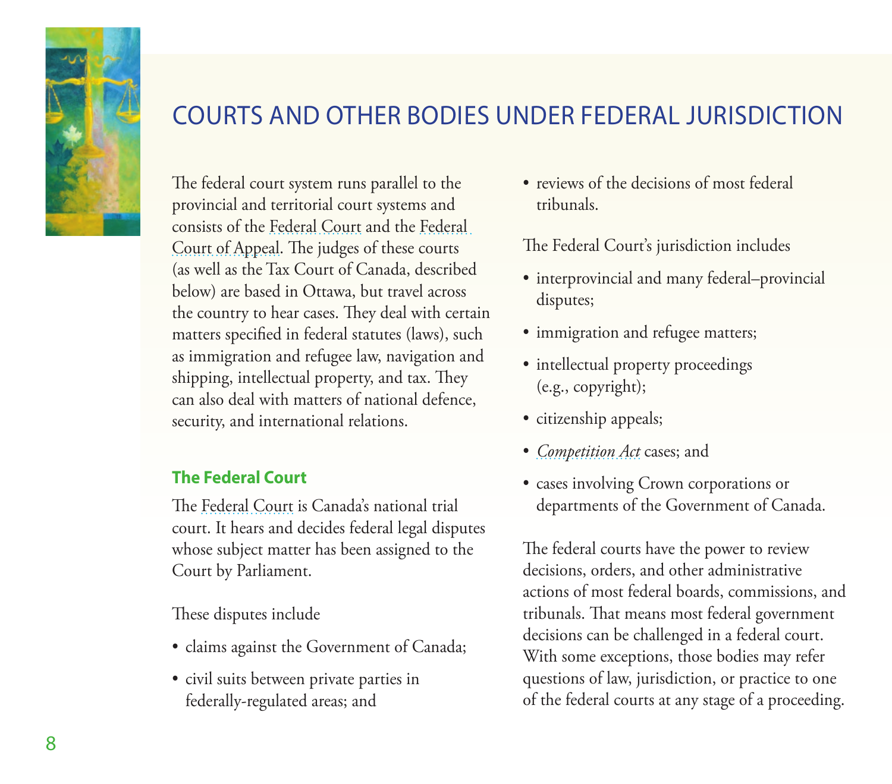# COURTS AND OTHER BODIES UNDER FEDERAL JURISDICTION

The federal court system runs parallel to the provincial and territorial court systems and consists of the Federal Court and the Federal Court of Appeal. The judges of these courts (as well as the Tax Court of Canada, described below) are based in Ottawa, but travel across the country to hear cases. They deal with certain matters specified in federal statutes (laws), such as immigration and refugee law, navigation and shipping, intellectual property, and tax. They can also deal with matters of national defence, security, and international relations.

## The Federal Court

The Federal Court is Canada's national trial court. It hears and decides federal legal disputes whose subject matter has been assigned to the Court by Parliament.

These disputes include

- claims against the Government of Canada;
- civil suits between private parties in federally-regulated areas; and
- reviews of the decisions of most federal tribunals.

The Federal Court's jurisdiction includes

- interprovincial and many federal–provincial disputes;
- immigration and refugee matters;
- intellectual property proceedings (e.g., copyright);
- citizenship appeals;
- *Competition Act* cases; and
- cases involving Crown corporations or departments of the Government of Canada.

The federal courts have the power to review decisions, orders, and other administrative actions of most federal boards, commissions, and tribunals. That means most federal government decisions can be challenged in a federal court. With some exceptions, those bodies may refer questions of law, jurisdiction, or practice to one of the federal courts at any stage of a proceeding.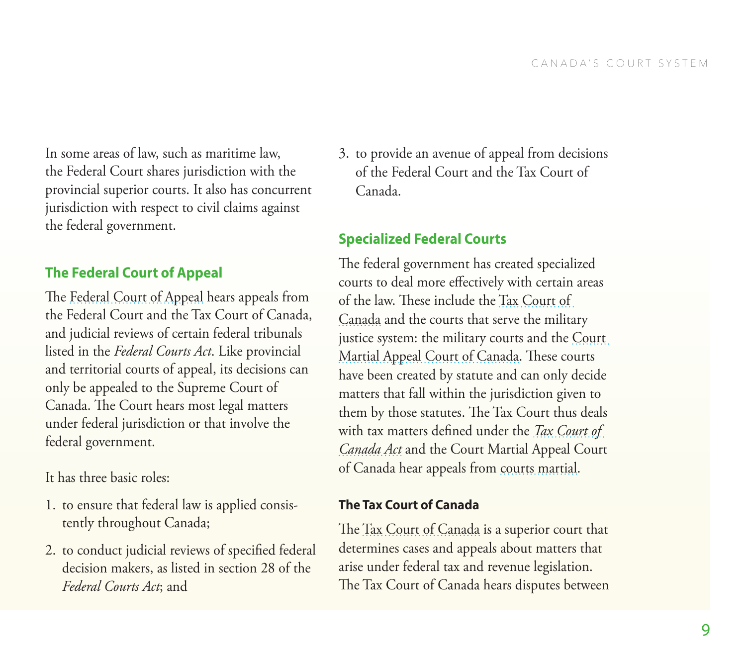In some areas of law, such as maritime law, the Federal Court shares jurisdiction with the provincial superior courts. It also has concurrent jurisdiction with respect to civil claims against the federal government.

## The Federal Court of Appeal

The Federal Court of Appeal hears appeals from the Federal Court and the Tax Court of Canada, and judicial reviews of certain federal tribunals listed in the *Federal Courts Act*. Like provincial and territorial courts of appeal, its decisions can only be appealed to the Supreme Court of Canada. The Court hears most legal matters under federal jurisdiction or that involve the federal government.

It has three basic roles:

1. to ensure that federal law is applied consistently throughout Canada;
2. to conduct judicial reviews of specified federal decision makers, as listed in section 28 of the *Federal Courts Act*; and
3. to provide an avenue of appeal from decisions of the Federal Court and the Tax Court of Canada.

## Specialized Federal Courts

The federal government has created specialized courts to deal more effectively with certain areas of the law. These include the Tax Court of Canada and the courts that serve the military justice system: the military courts and the Court Martial Appeal Court of Canada. These courts have been created by statute and can only decide matters that fall within the jurisdiction given to them by those statutes. The Tax Court thus deals with tax matters defined under the *Tax Court of Canada Act* and the Court Martial Appeal Court of Canada hear appeals from courts martial.

### The Tax Court of Canada

The Tax Court of Canada is a superior court that determines cases and appeals about matters that arise under federal tax and revenue legislation. The Tax Court of Canada hears disputes between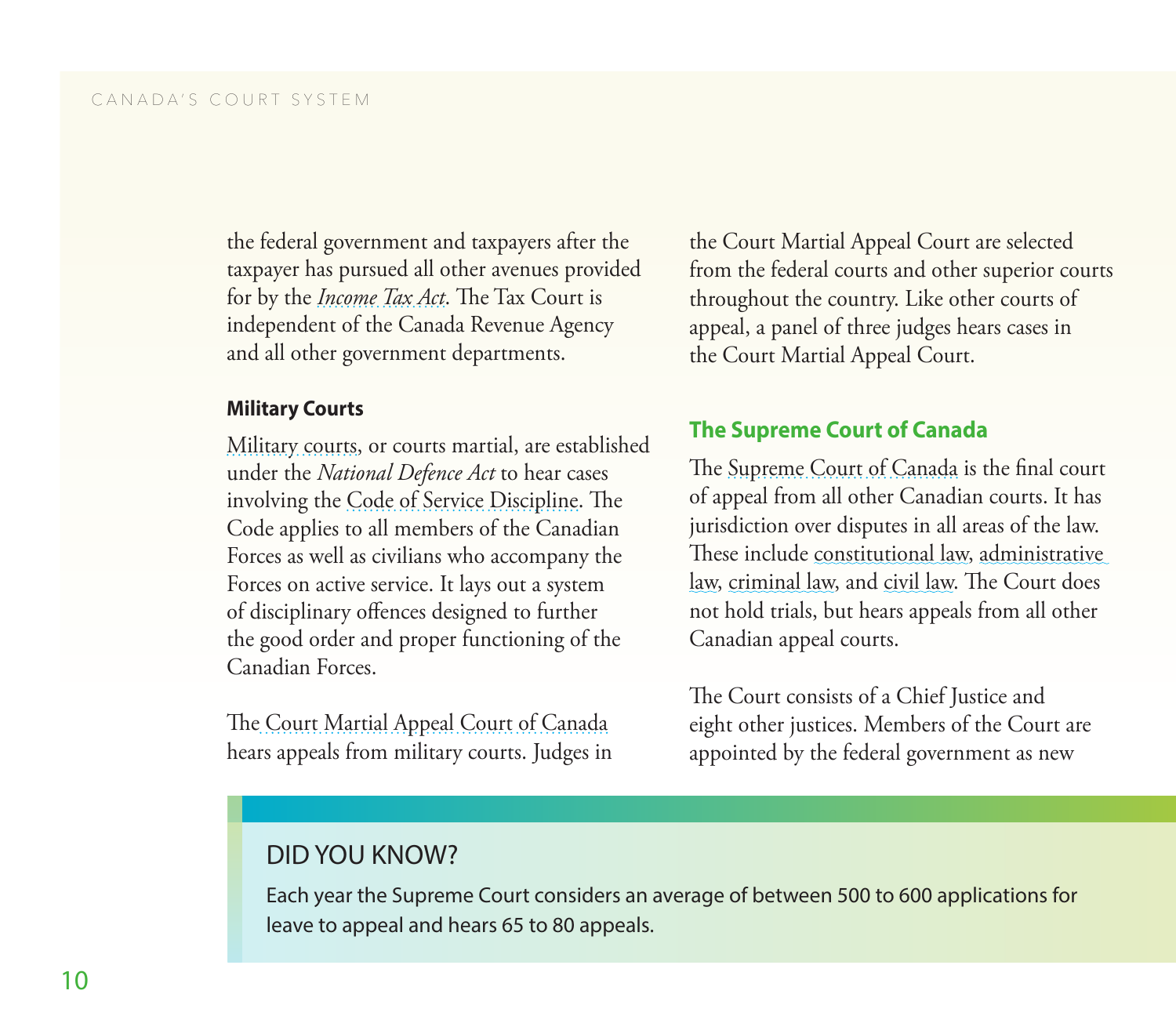the federal government and taxpayers after the taxpayer has pursued all other avenues provided for by the *Income Tax Act*. The Tax Court is independent of the Canada Revenue Agency and all other government departments.

### Military Courts

Military courts, or courts martial, are established under the *National Defence Act* to hear cases involving the Code of Service Discipline. The Code applies to all members of the Canadian Forces as well as civilians who accompany the Forces on active service. It lays out a system of disciplinary offences designed to further the good order and proper functioning of the Canadian Forces.

The Court Martial Appeal Court of Canada hears appeals from military courts. Judges in the Court Martial Appeal Court are selected from the federal courts and other superior courts throughout the country. Like other courts of appeal, a panel of three judges hears cases in the Court Martial Appeal Court.

## The Supreme Court of Canada

The Supreme Court of Canada is the final court of appeal from all other Canadian courts. It has jurisdiction over disputes in all areas of the law. These include constitutional law, administrative law, criminal law, and civil law. The Court does not hold trials, but hears appeals from all other Canadian appeal courts.

The Court consists of a Chief Justice and eight other justices. Members of the Court are appointed by the federal government as new

### DID YOU KNOW?

Each year the Supreme Court considers an average of between 500 to 600 applications for leave to appeal and hears 65 to 80 appeals.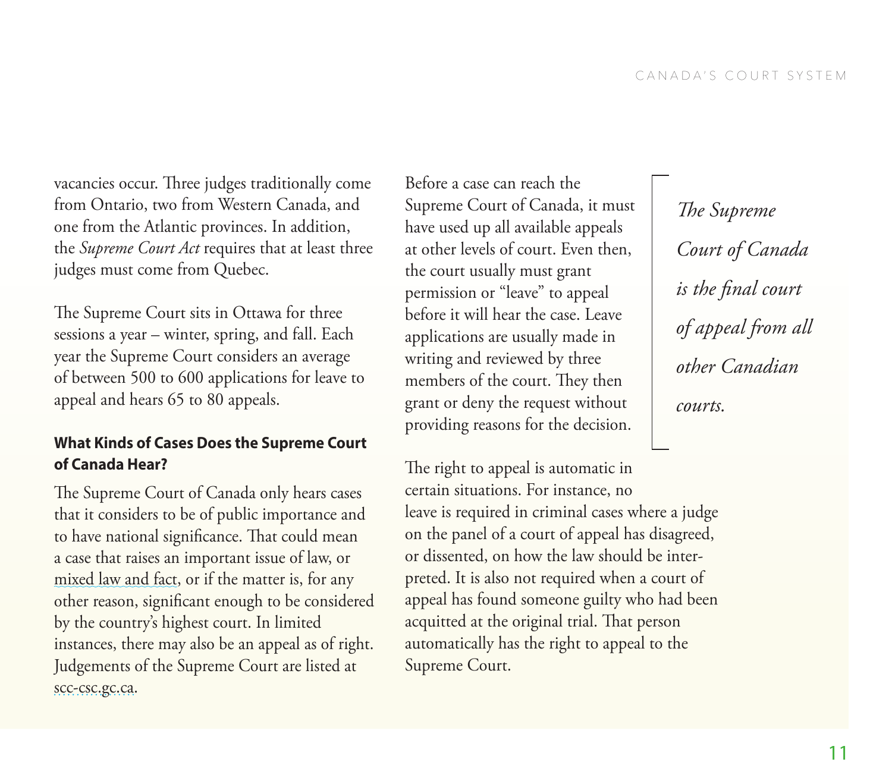vacancies occur. Three judges traditionally come from Ontario, two from Western Canada, and one from the Atlantic provinces. In addition, the *Supreme Court Act* requires that at least three judges must come from Quebec.

The Supreme Court sits in Ottawa for three sessions a year – winter, spring, and fall. Each year the Supreme Court considers an average of between 500 to 600 applications for leave to appeal and hears 65 to 80 appeals.

### What Kinds of Cases Does the Supreme Court of Canada Hear?

The Supreme Court of Canada only hears cases that it considers to be of public importance and to have national significance. That could mean a case that raises an important issue of law, or mixed law and fact, or if the matter is, for any other reason, significant enough to be considered by the country's highest court. In limited instances, there may also be an appeal as of right. Judgements of the Supreme Court are listed at scc-csc.gc.ca.

Before a case can reach the Supreme Court of Canada, it must have used up all available appeals at other levels of court. Even then, the court usually must grant permission or "leave" to appeal before it will hear the case. Leave applications are usually made in writing and reviewed by three members of the court. They then grant or deny the request without providing reasons for the decision.

*The Supreme Court of Canada is the final court of appeal from all other Canadian courts.*

The right to appeal is automatic in certain situations. For instance, no leave is required in criminal cases where a judge on the panel of a court of appeal has disagreed, or dissented, on how the law should be interpreted. It is also not required when a court of appeal has found someone guilty who had been acquitted at the original trial. That person automatically has the right to appeal to the Supreme Court.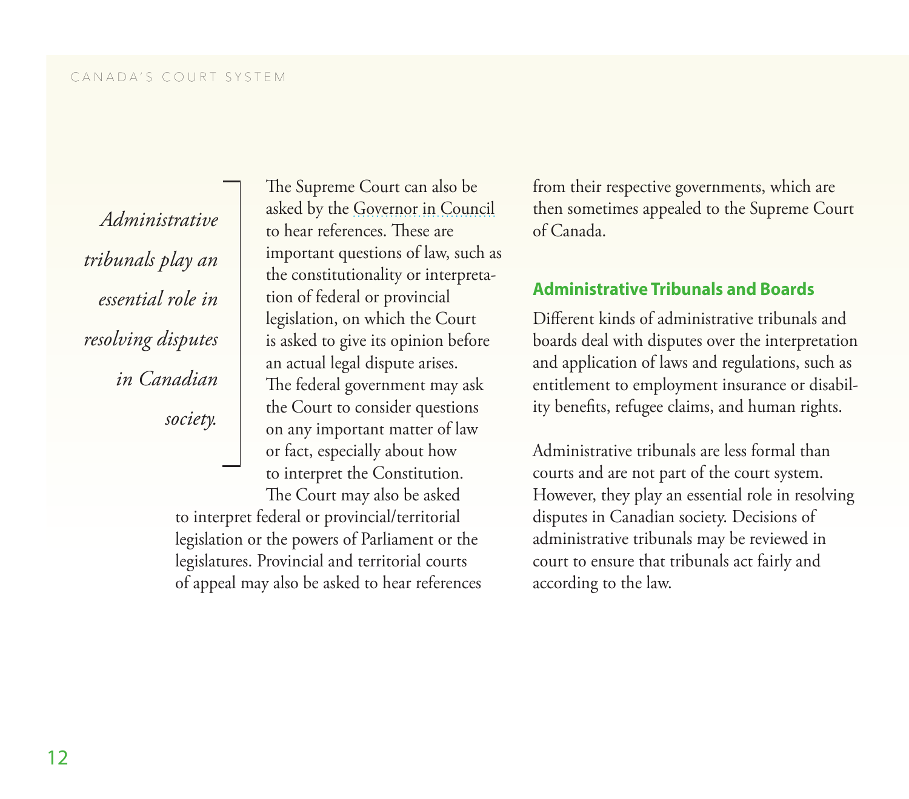*Administrative tribunals play an essential role in resolving disputes in Canadian society.*

The Supreme Court can also be asked by the Governor in Council to hear references. These are important questions of law, such as the constitutionality or interpretation of federal or provincial legislation, on which the Court is asked to give its opinion before an actual legal dispute arises. The federal government may ask the Court to consider questions on any important matter of law or fact, especially about how to interpret the Constitution. The Court may also be asked to interpret federal or provincial/territorial legislation or the powers of Parliament or the legislatures. Provincial and territorial courts of appeal may also be asked to hear references from their respective governments, which are then sometimes appealed to the Supreme Court of Canada.

## Administrative Tribunals and Boards

Different kinds of administrative tribunals and boards deal with disputes over the interpretation and application of laws and regulations, such as entitlement to employment insurance or disability benefits, refugee claims, and human rights.

Administrative tribunals are less formal than courts and are not part of the court system. However, they play an essential role in resolving disputes in Canadian society. Decisions of administrative tribunals may be reviewed in court to ensure that tribunals act fairly and according to the law.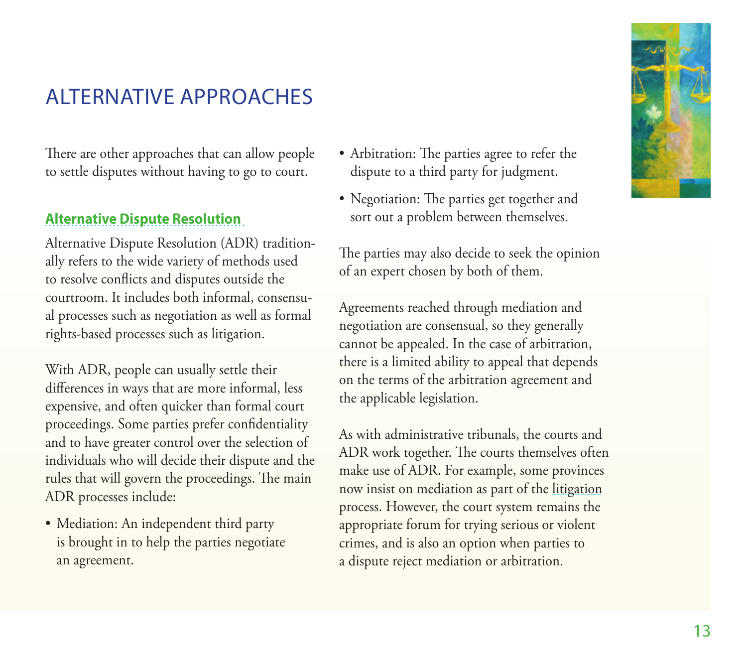# ALTERNATIVE APPROACHES

There are other approaches that can allow people to settle disputes without having to go to court.

## Alternative Dispute Resolution

Alternative Dispute Resolution (ADR) traditionally refers to the wide variety of methods used to resolve conflicts and disputes outside the courtroom. It includes both informal, consensual processes such as negotiation as well as formal rights-based processes such as litigation.

With ADR, people can usually settle their differences in ways that are more informal, less expensive, and often quicker than formal court proceedings. Some parties prefer confidentiality and to have greater control over the selection of individuals who will decide their dispute and the rules that will govern the proceedings. The main ADR processes include:

- Mediation: An independent third party is brought in to help the parties negotiate an agreement.
- Arbitration: The parties agree to refer the dispute to a third party for judgment.
- Negotiation: The parties get together and sort out a problem between themselves.

The parties may also decide to seek the opinion of an expert chosen by both of them.

Agreements reached through mediation and negotiation are consensual, so they generally cannot be appealed. In the case of arbitration, there is a limited ability to appeal that depends on the terms of the arbitration agreement and the applicable legislation.

As with administrative tribunals, the courts and ADR work together. The courts themselves often make use of ADR. For example, some provinces now insist on mediation as part of the litigation process. However, the court system remains the appropriate forum for trying serious or violent crimes, and is also an option when parties to a dispute reject mediation or arbitration.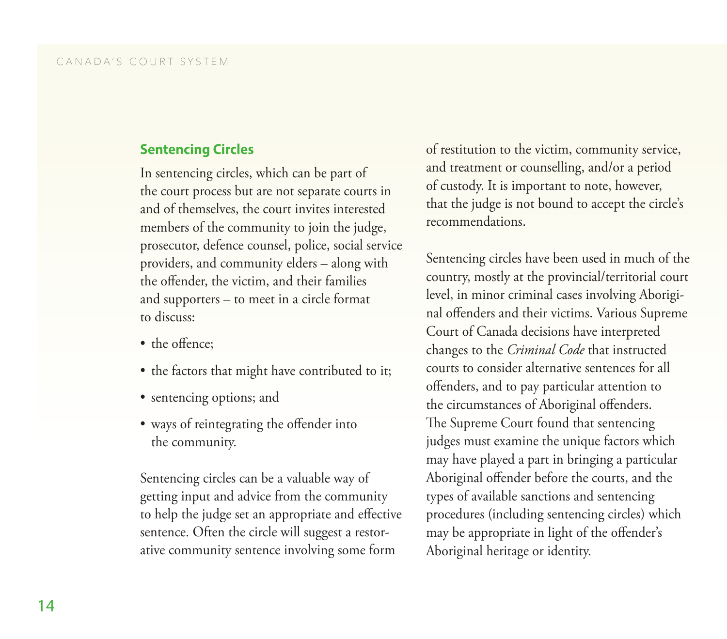## Sentencing Circles

In sentencing circles, which can be part of the court process but are not separate courts in and of themselves, the court invites interested members of the community to join the judge, prosecutor, defence counsel, police, social service providers, and community elders – along with the offender, the victim, and their families and supporters – to meet in a circle format to discuss:

- the offence;
- the factors that might have contributed to it;
- sentencing options; and
- ways of reintegrating the offender into the community.

Sentencing circles can be a valuable way of getting input and advice from the community to help the judge set an appropriate and effective sentence. Often the circle will suggest a restorative community sentence involving some form of restitution to the victim, community service, and treatment or counselling, and/or a period of custody. It is important to note, however, that the judge is not bound to accept the circle's recommendations.

Sentencing circles have been used in much of the country, mostly at the provincial/territorial court level, in minor criminal cases involving Aboriginal offenders and their victims. Various Supreme Court of Canada decisions have interpreted changes to the *Criminal Code* that instructed courts to consider alternative sentences for all offenders, and to pay particular attention to the circumstances of Aboriginal offenders. The Supreme Court found that sentencing judges must examine the unique factors which may have played a part in bringing a particular Aboriginal offender before the courts, and the types of available sanctions and sentencing procedures (including sentencing circles) which may be appropriate in light of the offender's Aboriginal heritage or identity.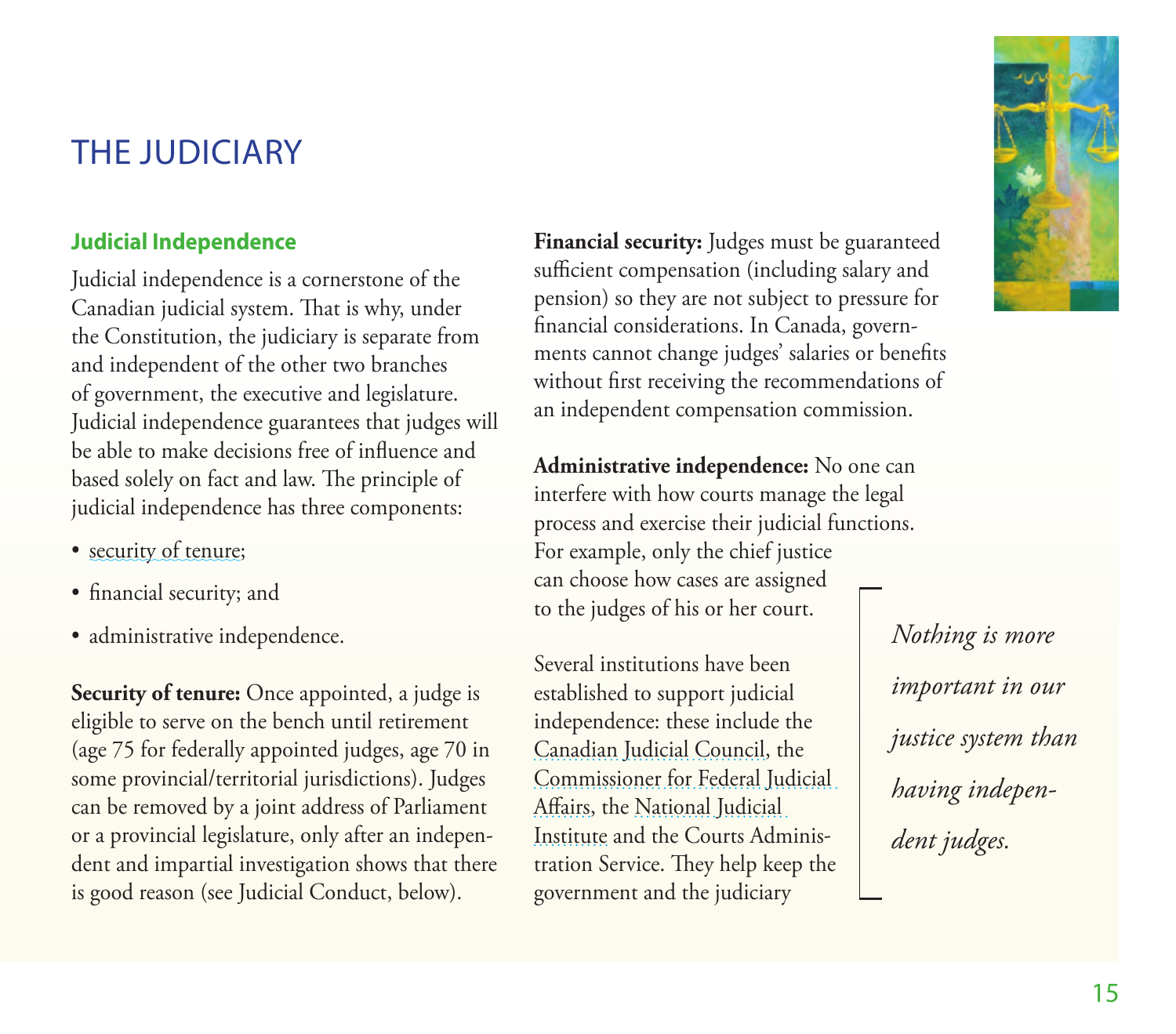# THE JUDICIARY

## Judicial Independence

Judicial independence is a cornerstone of the Canadian judicial system. That is why, under the Constitution, the judiciary is separate from and independent of the other two branches of government, the executive and legislature. Judicial independence guarantees that judges will be able to make decisions free of influence and based solely on fact and law. The principle of judicial independence has three components:

- security of tenure;
- financial security; and
- administrative independence.

**Security of tenure:** Once appointed, a judge is eligible to serve on the bench until retirement (age 75 for federally appointed judges, age 70 in some provincial/territorial jurisdictions). Judges can be removed by a joint address of Parliament or a provincial legislature, only after an independent and impartial investigation shows that there is good reason (see Judicial Conduct, below).

**Financial security:** Judges must be guaranteed sufficient compensation (including salary and pension) so they are not subject to pressure for financial considerations. In Canada, governments cannot change judges' salaries or benefits without first receiving the recommendations of an independent compensation commission.

**Administrative independence:** No one can interfere with how courts manage the legal process and exercise their judicial functions. For example, only the chief justice can choose how cases are assigned to the judges of his or her court.

Several institutions have been established to support judicial independence: these include the Canadian Judicial Council, the Commissioner for Federal Judicial Affairs, the National Judicial Institute and the Courts Administration Service. They help keep the government and the judiciary

*Nothing is more important in our justice system than having independent judges.*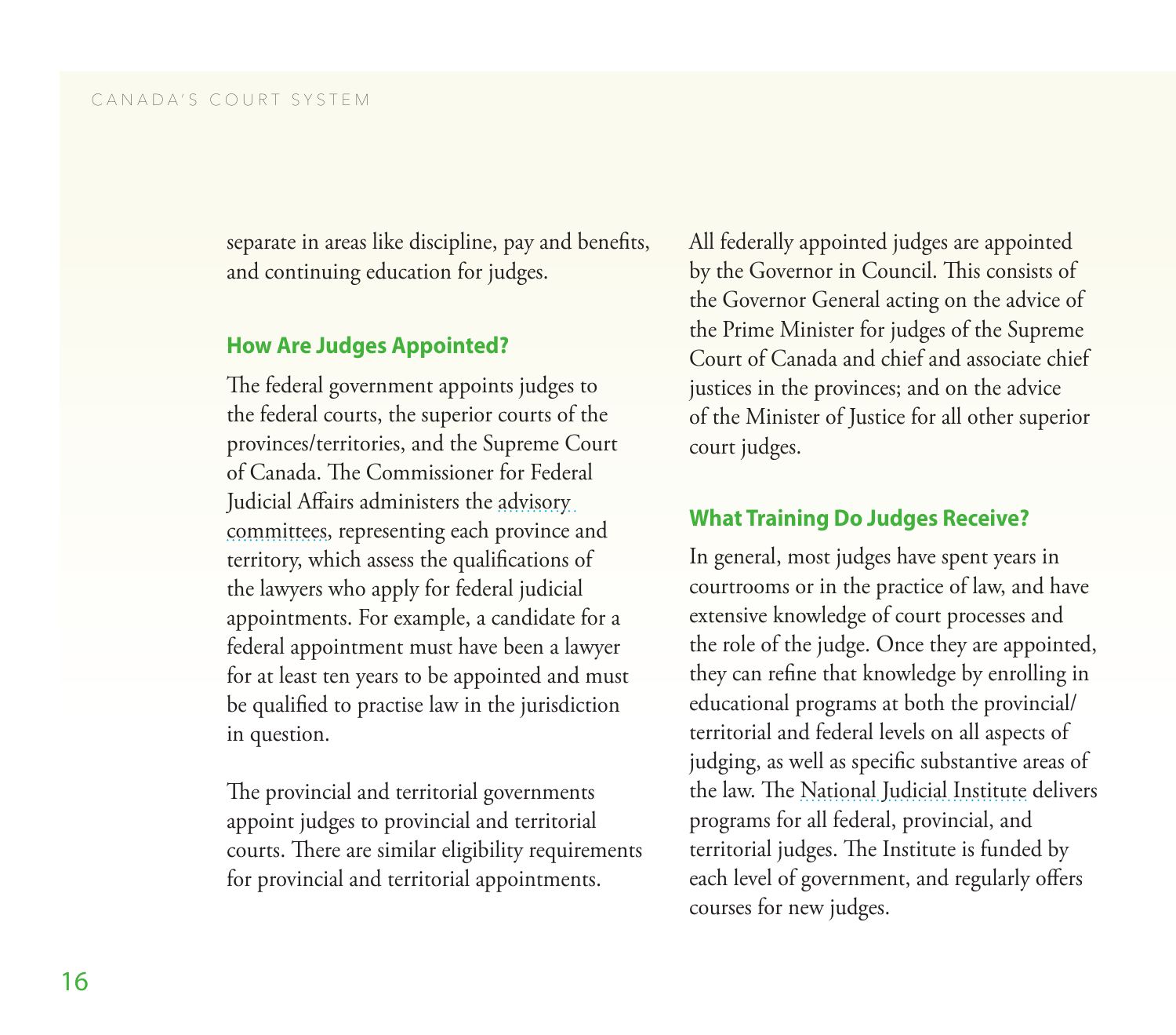separate in areas like discipline, pay and benefits, and continuing education for judges.

## How Are Judges Appointed?

The federal government appoints judges to the federal courts, the superior courts of the provinces/territories, and the Supreme Court of Canada. The Commissioner for Federal Judicial Affairs administers the advisory committees, representing each province and territory, which assess the qualifications of the lawyers who apply for federal judicial appointments. For example, a candidate for a federal appointment must have been a lawyer for at least ten years to be appointed and must be qualified to practise law in the jurisdiction in question.

The provincial and territorial governments appoint judges to provincial and territorial courts. There are similar eligibility requirements for provincial and territorial appointments.

All federally appointed judges are appointed by the Governor in Council. This consists of the Governor General acting on the advice of the Prime Minister for judges of the Supreme Court of Canada and chief and associate chief justices in the provinces; and on the advice of the Minister of Justice for all other superior court judges.

## What Training Do Judges Receive?

In general, most judges have spent years in courtrooms or in the practice of law, and have extensive knowledge of court processes and the role of the judge. Once they are appointed, they can refine that knowledge by enrolling in educational programs at both the provincial/territorial and federal levels on all aspects of judging, as well as specific substantive areas of the law. The National Judicial Institute delivers programs for all federal, provincial, and territorial judges. The Institute is funded by each level of government, and regularly offers courses for new judges.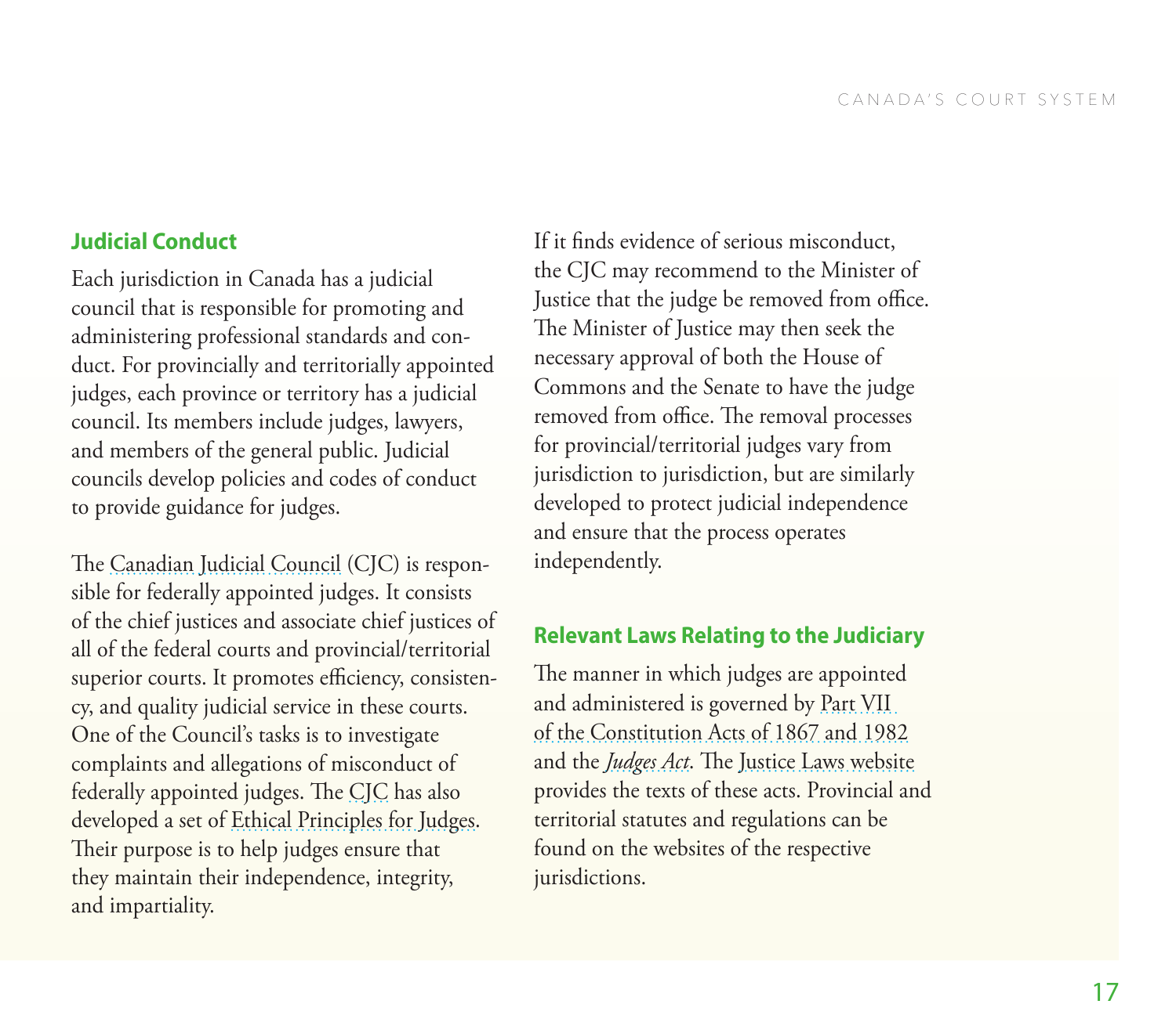## Judicial Conduct

Each jurisdiction in Canada has a judicial council that is responsible for promoting and administering professional standards and conduct. For provincially and territorially appointed judges, each province or territory has a judicial council. Its members include judges, lawyers, and members of the general public. Judicial councils develop policies and codes of conduct to provide guidance for judges.

The Canadian Judicial Council (CJC) is responsible for federally appointed judges. It consists of the chief justices and associate chief justices of all of the federal courts and provincial/territorial superior courts. It promotes efficiency, consistency, and quality judicial service in these courts. One of the Council's tasks is to investigate complaints and allegations of misconduct of federally appointed judges. The CJC has also developed a set of Ethical Principles for Judges. Their purpose is to help judges ensure that they maintain their independence, integrity, and impartiality.

If it finds evidence of serious misconduct, the CJC may recommend to the Minister of Justice that the judge be removed from office. The Minister of Justice may then seek the necessary approval of both the House of Commons and the Senate to have the judge removed from office. The removal processes for provincial/territorial judges vary from jurisdiction to jurisdiction, but are similarly developed to protect judicial independence and ensure that the process operates independently.

## Relevant Laws Relating to the Judiciary

The manner in which judges are appointed and administered is governed by Part VII of the Constitution Acts of 1867 and 1982 and the *Judges Act*. The Justice Laws website provides the texts of these acts. Provincial and territorial statutes and regulations can be found on the websites of the respective jurisdictions.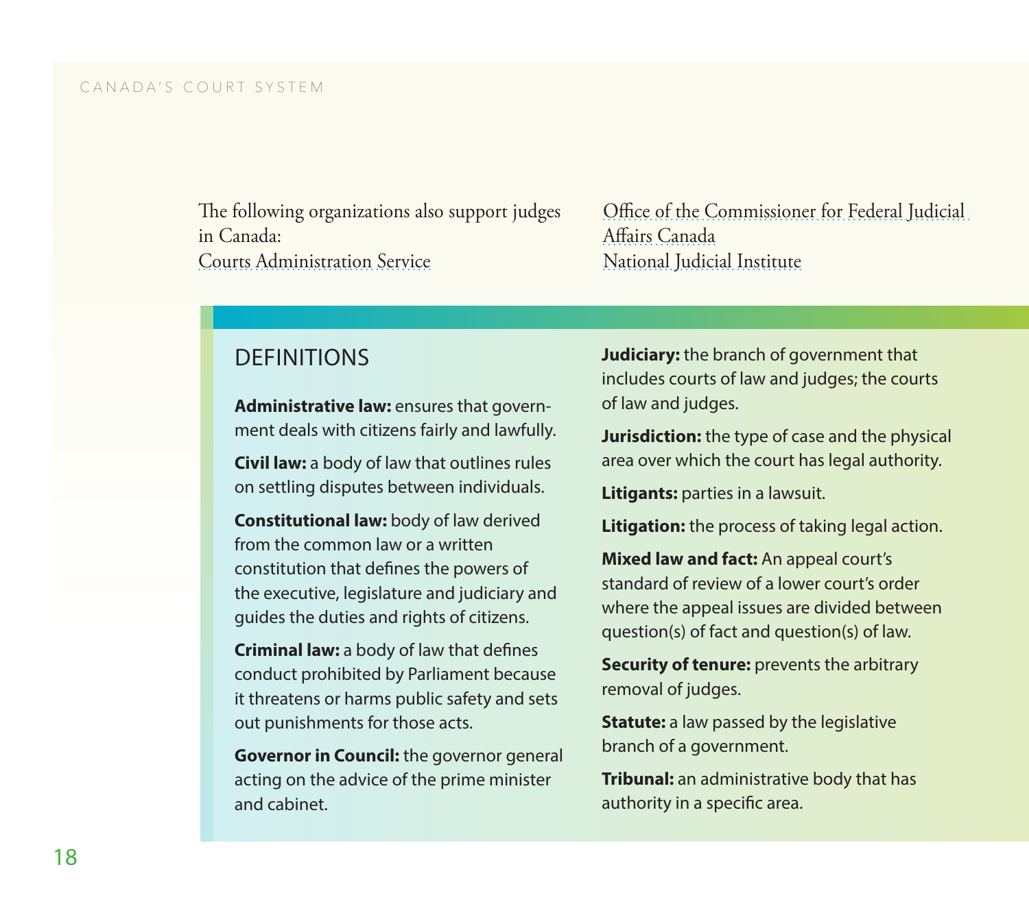The following organizations also support judges in Canada:

Courts Administration Service

Office of the Commissioner for Federal Judicial Affairs Canada

National Judicial Institute

## DEFINITIONS

**Administrative law:** ensures that government deals with citizens fairly and lawfully.

**Civil law:** a body of law that outlines rules on settling disputes between individuals.

**Constitutional law:** body of law derived from the common law or a written constitution that defines the powers of the executive, legislature and judiciary and guides the duties and rights of citizens.

**Criminal law:** a body of law that defines conduct prohibited by Parliament because it threatens or harms public safety and sets out punishments for those acts.

**Governor in Council:** the governor general acting on the advice of the prime minister and cabinet.

**Judiciary:** the branch of government that includes courts of law and judges; the courts of law and judges.

**Jurisdiction:** the type of case and the physical area over which the court has legal authority.

**Litigants:** parties in a lawsuit.

**Litigation:** the process of taking legal action.

**Mixed law and fact:** An appeal court's standard of review of a lower court's order where the appeal issues are divided between question(s) of fact and question(s) of law.

**Security of tenure:** prevents the arbitrary removal of judges.

**Statute:** a law passed by the legislative branch of a government.

**Tribunal:** an administrative body that has authority in a specific area.